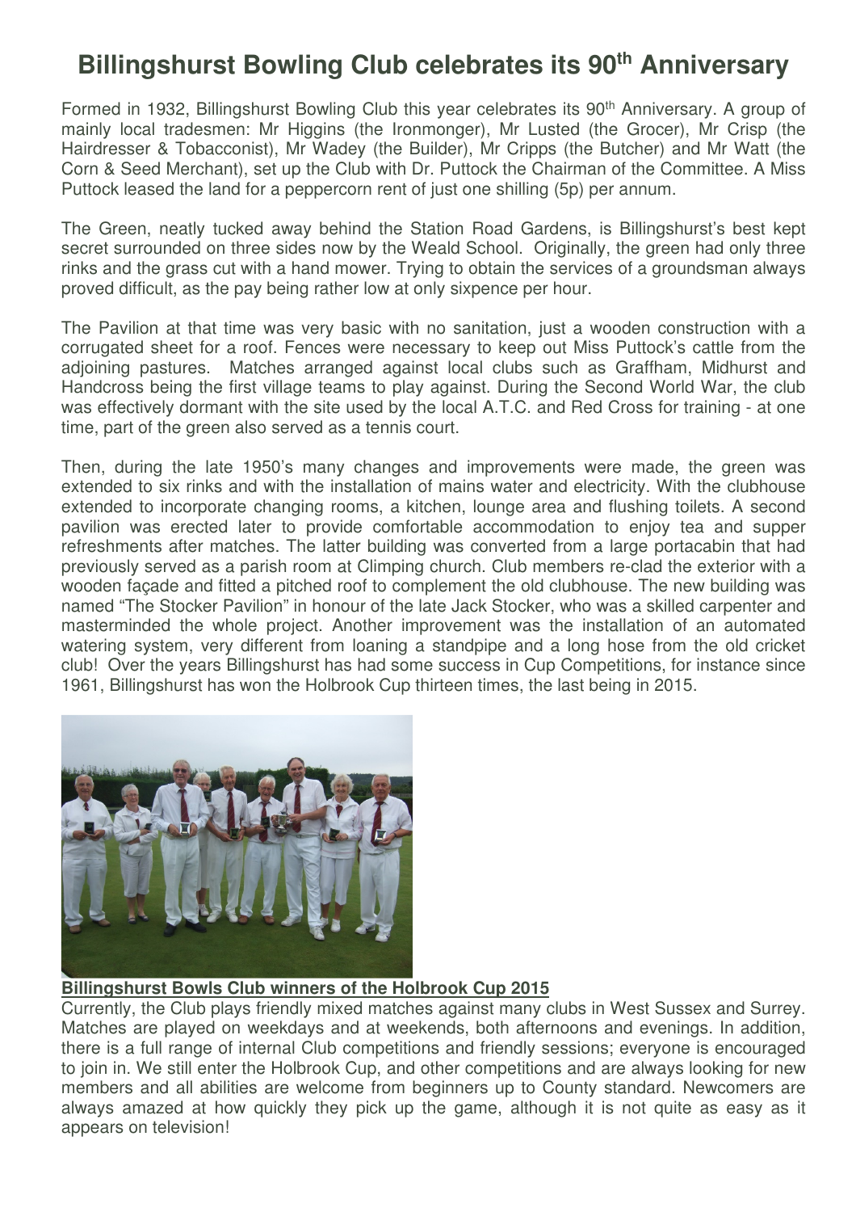# Billingshurst Bowling Club celebrates its 90th Anniversary

Formed in 1932, Billingshurst Bowling Club this year celebrates its 90th Anniversary. A group of mainly local tradesmen: Mr Higgins (the Ironmonger), Mr Lusted (the Grocer), Mr Crisp (the Hairdresser & Tobacconist), Mr Wadey (the Builder), Mr Cripps (the Butcher) and Mr Watt (the Corn & Seed Merchant), set up the Club with Dr. Puttock the Chairman of the Committee. A Miss Puttock leased the land for a peppercorn rent of just one shilling (5p) per annum.

The Green, neatly tucked away behind the Station Road Gardens, is Billingshurst's best kept secret surrounded on three sides now by the Weald School. Originally, the green had only three rinks and the grass cut with a hand mower. Trying to obtain the services of a groundsman always proved difficult, as the pay being rather low at only sixpence per hour.

The Pavilion at that time was very basic with no sanitation, just a wooden construction with a corrugated sheet for a roof. Fences were necessary to keep out Miss Puttock's cattle from the adjoining pastures. Matches arranged against local clubs such as Graffham, Midhurst and Handcross being the first village teams to play against. During the Second World War, the club was effectively dormant with the site used by the local A.T.C. and Red Cross for training - at one time, part of the green also served as a tennis court.

Then, during the late 1950's many changes and improvements were made, the green was extended to six rinks and with the installation of mains water and electricity. With the clubhouse extended to incorporate changing rooms, a kitchen, lounge area and flushing toilets. A second pavilion was erected later to provide comfortable accommodation to enjoy tea and supper refreshments after matches. The latter building was converted from a large portacabin that had previously served as a parish room at Climping church. Club members re-clad the exterior with a wooden façade and fitted a pitched roof to complement the old clubhouse. The new building was named "The Stocker Pavilion" in honour of the late Jack Stocker, who was a skilled carpenter and masterminded the whole project. Another improvement was the installation of an automated watering system, very different from loaning a standpipe and a long hose from the old cricket club! Over the years Billingshurst has had some success in Cup Competitions, for instance since 1961, Billingshurst has won the Holbrook Cup thirteen times, the last being in 2015.

**Billingshurst Bowls Club winners of the Holbrook Cup 2015**

Currently, the Club plays friendly mixed matches against many clubs in West Sussex and Surrey. Matches are played on weekdays and at weekends, both afternoons and evenings. In addition, there is a full range of internal Club competitions and friendly sessions; everyone is encouraged to join in. We still enter the Holbrook Cup, and other competitions and are always looking for new members and all abilities are welcome from beginners up to County standard. Newcomers are always amazed at how quickly they pick up the game, although it is not quite as easy as it appears on television!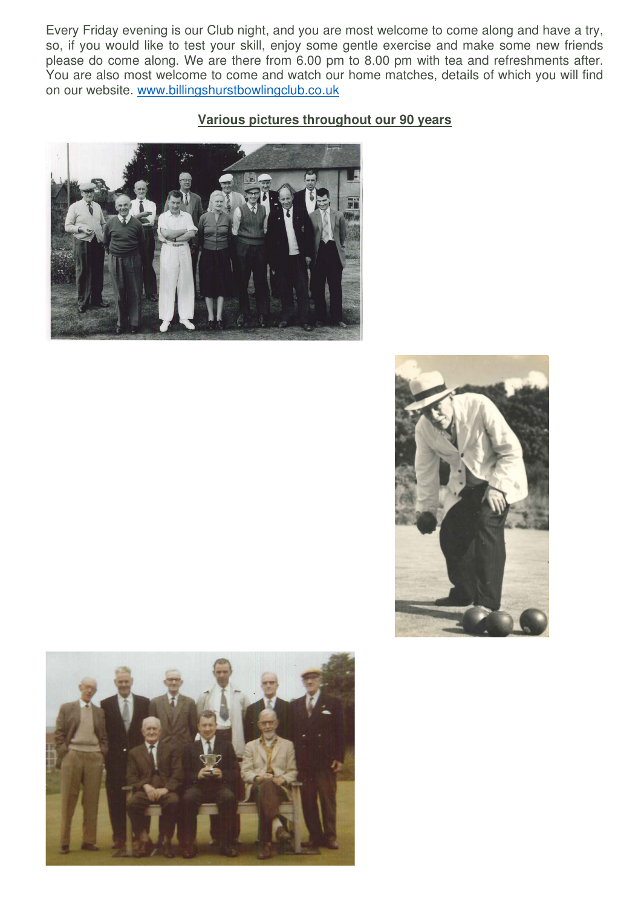Every Friday evening is our Club night, and you are most welcome to come along and have a try, so, if you would like to test your skill, enjoy some gentle exercise and make some new friends please do come along. We are there from 6.00 pm to 8.00 pm with tea and refreshments after. You are also most welcome to come and watch our home matches, details of which you will find on our website. www.billingshurstbowlingclub.co.uk

**Various pictures throughout our 90 years**